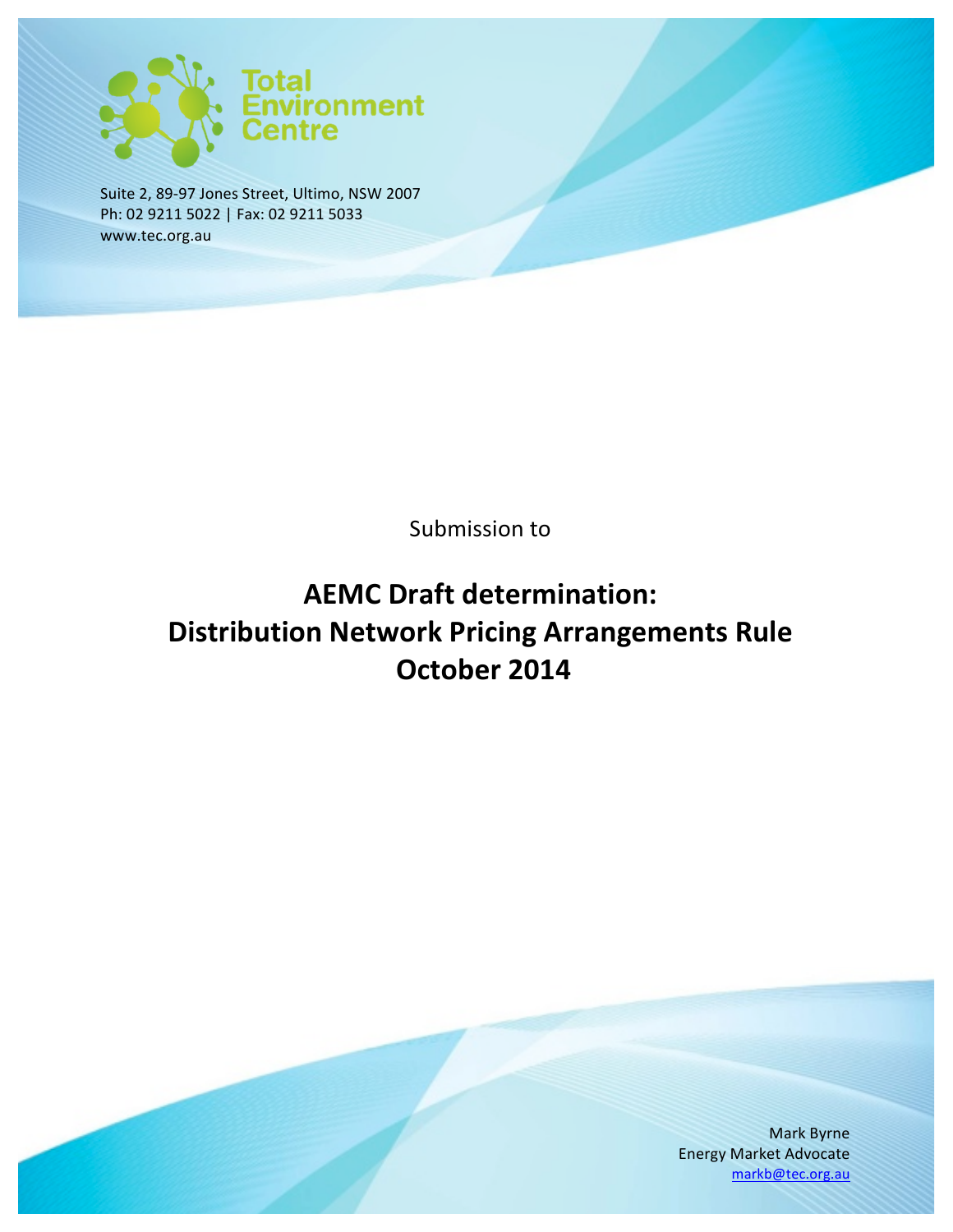Total Environment Centre

Suite 2, 89-97 Jones Street, Ultimo, NSW 2007
Ph: 02 9211 5022 | Fax: 02 9211 5033
www.tec.org.au

Submission to

# AEMC Draft determination: Distribution Network Pricing Arrangements Rule October 2014

Mark Byrne
Energy Market Advocate
markb@tec.org.au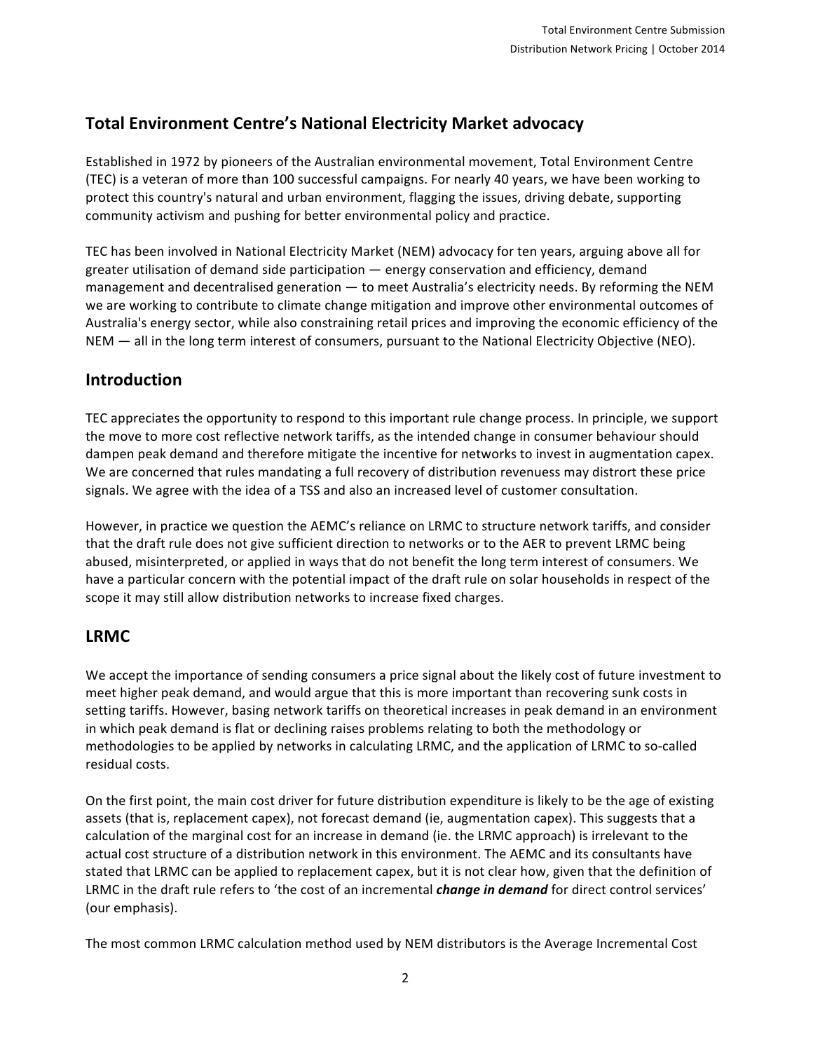## Total Environment Centre's National Electricity Market advocacy

Established in 1972 by pioneers of the Australian environmental movement, Total Environment Centre (TEC) is a veteran of more than 100 successful campaigns. For nearly 40 years, we have been working to protect this country's natural and urban environment, flagging the issues, driving debate, supporting community activism and pushing for better environmental policy and practice.

TEC has been involved in National Electricity Market (NEM) advocacy for ten years, arguing above all for greater utilisation of demand side participation — energy conservation and efficiency, demand management and decentralised generation — to meet Australia's electricity needs. By reforming the NEM we are working to contribute to climate change mitigation and improve other environmental outcomes of Australia's energy sector, while also constraining retail prices and improving the economic efficiency of the NEM — all in the long term interest of consumers, pursuant to the National Electricity Objective (NEO).

## Introduction

TEC appreciates the opportunity to respond to this important rule change process. In principle, we support the move to more cost reflective network tariffs, as the intended change in consumer behaviour should dampen peak demand and therefore mitigate the incentive for networks to invest in augmentation capex. We are concerned that rules mandating a full recovery of distribution revenuess may distrot these price signals. We agree with the idea of a TSS and also an increased level of customer consultation.

However, in practice we question the AEMC's reliance on LRMC to structure network tariffs, and consider that the draft rule does not give sufficient direction to networks or to the AER to prevent LRMC being abused, misinterpreted, or applied in ways that do not benefit the long term interest of consumers. We have a particular concern with the potential impact of the draft rule on solar households in respect of the scope it may still allow distribution networks to increase fixed charges.

## LRMC

We accept the importance of sending consumers a price signal about the likely cost of future investment to meet higher peak demand, and would argue that this is more important than recovering sunk costs in setting tariffs. However, basing network tariffs on theoretical increases in peak demand in an environment in which peak demand is flat or declining raises problems relating to both the methodology or methodologies to be applied by networks in calculating LRMC, and the application of LRMC to so-called residual costs.

On the first point, the main cost driver for future distribution expenditure is likely to be the age of existing assets (that is, replacement capex), not forecast demand (ie, augmentation capex). This suggests that a calculation of the marginal cost for an increase in demand (ie. the LRMC approach) is irrelevant to the actual cost structure of a distribution network in this environment. The AEMC and its consultants have stated that LRMC can be applied to replacement capex, but it is not clear how, given that the definition of LRMC in the draft rule refers to 'the cost of an incremental ***change in demand*** for direct control services' (our emphasis).

The most common LRMC calculation method used by NEM distributors is the Average Incremental Cost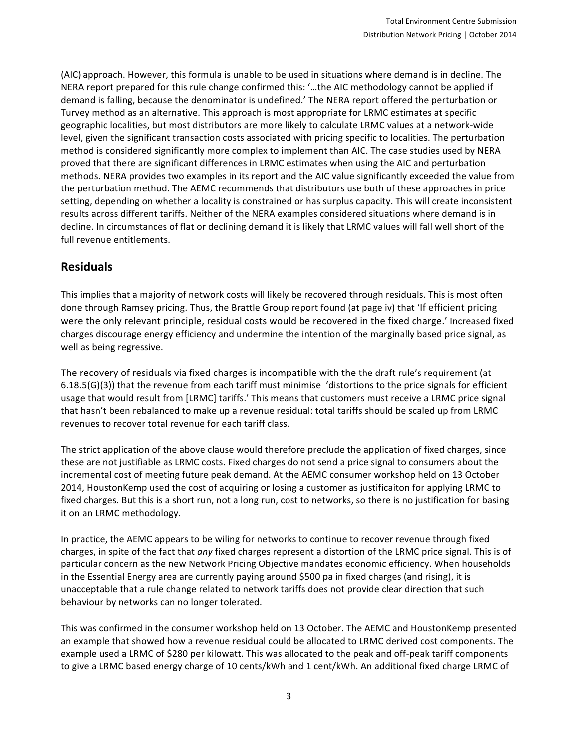(AIC) approach. However, this formula is unable to be used in situations where demand is in decline. The NERA report prepared for this rule change confirmed this: '…the AIC methodology cannot be applied if demand is falling, because the denominator is undefined.' The NERA report offered the perturbation or Turvey method as an alternative. This approach is most appropriate for LRMC estimates at specific geographic localities, but most distributors are more likely to calculate LRMC values at a network-wide level, given the significant transaction costs associated with pricing specific to localities. The perturbation method is considered significantly more complex to implement than AIC. The case studies used by NERA proved that there are significant differences in LRMC estimates when using the AIC and perturbation methods. NERA provides two examples in its report and the AIC value significantly exceeded the value from the perturbation method. The AEMC recommends that distributors use both of these approaches in price setting, depending on whether a locality is constrained or has surplus capacity. This will create inconsistent results across different tariffs. Neither of the NERA examples considered situations where demand is in decline. In circumstances of flat or declining demand it is likely that LRMC values will fall well short of the full revenue entitlements.

## Residuals

This implies that a majority of network costs will likely be recovered through residuals. This is most often done through Ramsey pricing. Thus, the Brattle Group report found (at page iv) that 'If efficient pricing were the only relevant principle, residual costs would be recovered in the fixed charge.' Increased fixed charges discourage energy efficiency and undermine the intention of the marginally based price signal, as well as being regressive.

The recovery of residuals via fixed charges is incompatible with the the draft rule's requirement (at 6.18.5(G)(3)) that the revenue from each tariff must minimise 'distortions to the price signals for efficient usage that would result from [LRMC] tariffs.' This means that customers must receive a LRMC price signal that hasn't been rebalanced to make up a revenue residual: total tariffs should be scaled up from LRMC revenues to recover total revenue for each tariff class.

The strict application of the above clause would therefore preclude the application of fixed charges, since these are not justifiable as LRMC costs. Fixed charges do not send a price signal to consumers about the incremental cost of meeting future peak demand. At the AEMC consumer workshop held on 13 October 2014, HoustonKemp used the cost of acquiring or losing a customer as justificaiton for applying LRMC to fixed charges. But this is a short run, not a long run, cost to networks, so there is no justification for basing it on an LRMC methodology.

In practice, the AEMC appears to be wiling for networks to continue to recover revenue through fixed charges, in spite of the fact that *any* fixed charges represent a distortion of the LRMC price signal. This is of particular concern as the new Network Pricing Objective mandates economic efficiency. When households in the Essential Energy area are currently paying around $500 pa in fixed charges (and rising), it is unacceptable that a rule change related to network tariffs does not provide clear direction that such behaviour by networks can no longer tolerated.

This was confirmed in the consumer workshop held on 13 October. The AEMC and HoustonKemp presented an example that showed how a revenue residual could be allocated to LRMC derived cost components. The example used a LRMC of $280 per kilowatt. This was allocated to the peak and off-peak tariff components to give a LRMC based energy charge of 10 cents/kWh and 1 cent/kWh. An additional fixed charge LRMC of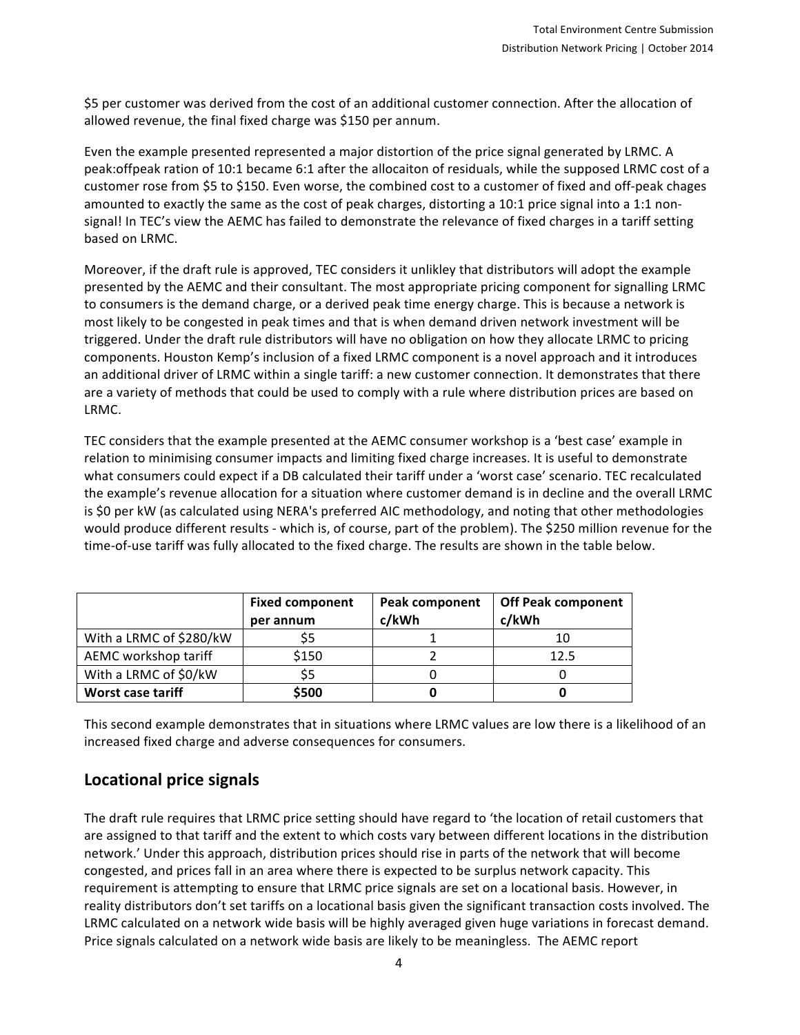$5 per customer was derived from the cost of an additional customer connection. After the allocation of allowed revenue, the final fixed charge was $150 per annum.

Even the example presented represented a major distortion of the price signal generated by LRMC. A peak:offpeak ration of 10:1 became 6:1 after the allocaiton of residuals, while the supposed LRMC cost of a customer rose from $5 to $150. Even worse, the combined cost to a customer of fixed and off-peak chages amounted to exactly the same as the cost of peak charges, distorting a 10:1 price signal into a 1:1 non-signal! In TEC's view the AEMC has failed to demonstrate the relevance of fixed charges in a tariff setting based on LRMC.

Moreover, if the draft rule is approved, TEC considers it unlikley that distributors will adopt the example presented by the AEMC and their consultant. The most appropriate pricing component for signalling LRMC to consumers is the demand charge, or a derived peak time energy charge. This is because a network is most likely to be congested in peak times and that is when demand driven network investment will be triggered. Under the draft rule distributors will have no obligation on how they allocate LRMC to pricing components. Houston Kemp's inclusion of a fixed LRMC component is a novel approach and it introduces an additional driver of LRMC within a single tariff: a new customer connection. It demonstrates that there are a variety of methods that could be used to comply with a rule where distribution prices are based on LRMC.

TEC considers that the example presented at the AEMC consumer workshop is a 'best case' example in relation to minimising consumer impacts and limiting fixed charge increases. It is useful to demonstrate what consumers could expect if a DB calculated their tariff under a 'worst case' scenario. TEC recalculated the example's revenue allocation for a situation where customer demand is in decline and the overall LRMC is $0 per kW (as calculated using NERA's preferred AIC methodology, and noting that other methodologies would produce different results - which is, of course, part of the problem). The $250 million revenue for the time-of-use tariff was fully allocated to the fixed charge. The results are shown in the table below.

| | **Fixed component per annum** | **Peak component c/kWh** | **Off Peak component c/kWh** |
|---|---|---|---|
| With a LRMC of $280/kW | $5 | 1 | 10 |
| AEMC workshop tariff | $150 | 2 | 12.5 |
| With a LRMC of $0/kW | $5 | 0 | 0 |
| **Worst case tariff** | **$500** | **0** | **0** |

This second example demonstrates that in situations where LRMC values are low there is a likelihood of an increased fixed charge and adverse consequences for consumers.

## Locational price signals

The draft rule requires that LRMC price setting should have regard to 'the location of retail customers that are assigned to that tariff and the extent to which costs vary between different locations in the distribution network.' Under this approach, distribution prices should rise in parts of the network that will become congested, and prices fall in an area where there is expected to be surplus network capacity. This requirement is attempting to ensure that LRMC price signals are set on a locational basis. However, in reality distributors don't set tariffs on a locational basis given the significant transaction costs involved. The LRMC calculated on a network wide basis will be highly averaged given huge variations in forecast demand. Price signals calculated on a network wide basis are likely to be meaningless. The AEMC report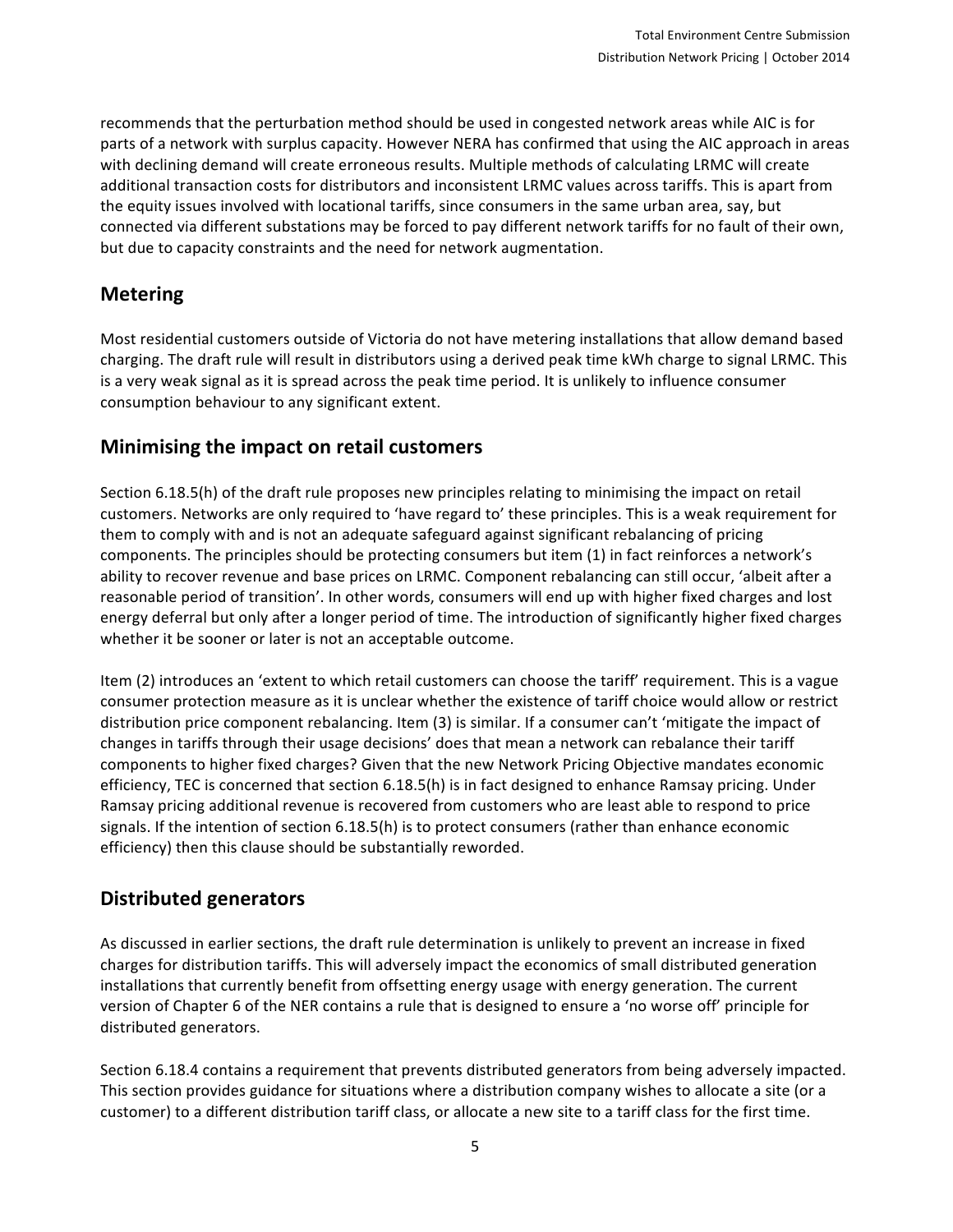recommends that the perturbation method should be used in congested network areas while AIC is for parts of a network with surplus capacity. However NERA has confirmed that using the AIC approach in areas with declining demand will create erroneous results. Multiple methods of calculating LRMC will create additional transaction costs for distributors and inconsistent LRMC values across tariffs. This is apart from the equity issues involved with locational tariffs, since consumers in the same urban area, say, but connected via different substations may be forced to pay different network tariffs for no fault of their own, but due to capacity constraints and the need for network augmentation.

## Metering

Most residential customers outside of Victoria do not have metering installations that allow demand based charging. The draft rule will result in distributors using a derived peak time kWh charge to signal LRMC. This is a very weak signal as it is spread across the peak time period. It is unlikely to influence consumer consumption behaviour to any significant extent.

## Minimising the impact on retail customers

Section 6.18.5(h) of the draft rule proposes new principles relating to minimising the impact on retail customers. Networks are only required to 'have regard to' these principles. This is a weak requirement for them to comply with and is not an adequate safeguard against significant rebalancing of pricing components. The principles should be protecting consumers but item (1) in fact reinforces a network's ability to recover revenue and base prices on LRMC. Component rebalancing can still occur, 'albeit after a reasonable period of transition'. In other words, consumers will end up with higher fixed charges and lost energy deferral but only after a longer period of time. The introduction of significantly higher fixed charges whether it be sooner or later is not an acceptable outcome.

Item (2) introduces an 'extent to which retail customers can choose the tariff' requirement. This is a vague consumer protection measure as it is unclear whether the existence of tariff choice would allow or restrict distribution price component rebalancing. Item (3) is similar. If a consumer can't 'mitigate the impact of changes in tariffs through their usage decisions' does that mean a network can rebalance their tariff components to higher fixed charges? Given that the new Network Pricing Objective mandates economic efficiency, TEC is concerned that section 6.18.5(h) is in fact designed to enhance Ramsay pricing. Under Ramsay pricing additional revenue is recovered from customers who are least able to respond to price signals. If the intention of section 6.18.5(h) is to protect consumers (rather than enhance economic efficiency) then this clause should be substantially reworded.

## Distributed generators

As discussed in earlier sections, the draft rule determination is unlikely to prevent an increase in fixed charges for distribution tariffs. This will adversely impact the economics of small distributed generation installations that currently benefit from offsetting energy usage with energy generation. The current version of Chapter 6 of the NER contains a rule that is designed to ensure a 'no worse off' principle for distributed generators.

Section 6.18.4 contains a requirement that prevents distributed generators from being adversely impacted. This section provides guidance for situations where a distribution company wishes to allocate a site (or a customer) to a different distribution tariff class, or allocate a new site to a tariff class for the first time.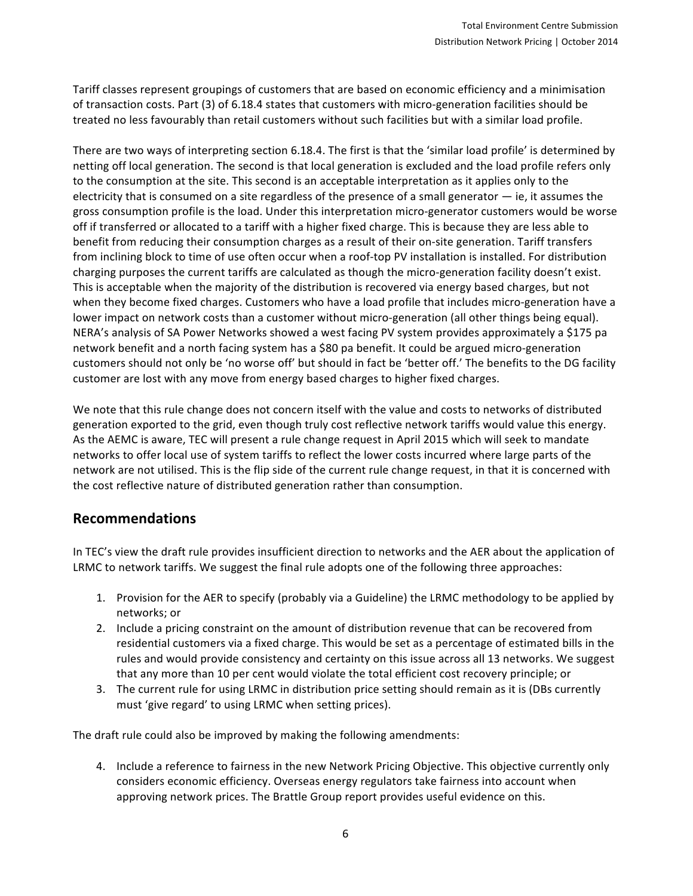Tariff classes represent groupings of customers that are based on economic efficiency and a minimisation of transaction costs. Part (3) of 6.18.4 states that customers with micro-generation facilities should be treated no less favourably than retail customers without such facilities but with a similar load profile.

There are two ways of interpreting section 6.18.4. The first is that the 'similar load profile' is determined by netting off local generation. The second is that local generation is excluded and the load profile refers only to the consumption at the site. This second is an acceptable interpretation as it applies only to the electricity that is consumed on a site regardless of the presence of a small generator — ie, it assumes the gross consumption profile is the load. Under this interpretation micro-generator customers would be worse off if transferred or allocated to a tariff with a higher fixed charge. This is because they are less able to benefit from reducing their consumption charges as a result of their on-site generation. Tariff transfers from inclining block to time of use often occur when a roof-top PV installation is installed. For distribution charging purposes the current tariffs are calculated as though the micro-generation facility doesn't exist. This is acceptable when the majority of the distribution is recovered via energy based charges, but not when they become fixed charges. Customers who have a load profile that includes micro-generation have a lower impact on network costs than a customer without micro-generation (all other things being equal). NERA's analysis of SA Power Networks showed a west facing PV system provides approximately a $175 pa network benefit and a north facing system has a $80 pa benefit. It could be argued micro-generation customers should not only be 'no worse off' but should in fact be 'better off.' The benefits to the DG facility customer are lost with any move from energy based charges to higher fixed charges.

We note that this rule change does not concern itself with the value and costs to networks of distributed generation exported to the grid, even though truly cost reflective network tariffs would value this energy. As the AEMC is aware, TEC will present a rule change request in April 2015 which will seek to mandate networks to offer local use of system tariffs to reflect the lower costs incurred where large parts of the network are not utilised. This is the flip side of the current rule change request, in that it is concerned with the cost reflective nature of distributed generation rather than consumption.

## Recommendations

In TEC's view the draft rule provides insufficient direction to networks and the AER about the application of LRMC to network tariffs. We suggest the final rule adopts one of the following three approaches:

1. Provision for the AER to specify (probably via a Guideline) the LRMC methodology to be applied by networks; or
2. Include a pricing constraint on the amount of distribution revenue that can be recovered from residential customers via a fixed charge. This would be set as a percentage of estimated bills in the rules and would provide consistency and certainty on this issue across all 13 networks. We suggest that any more than 10 per cent would violate the total efficient cost recovery principle; or
3. The current rule for using LRMC in distribution price setting should remain as it is (DBs currently must 'give regard' to using LRMC when setting prices).

The draft rule could also be improved by making the following amendments:

4. Include a reference to fairness in the new Network Pricing Objective. This objective currently only considers economic efficiency. Overseas energy regulators take fairness into account when approving network prices. The Brattle Group report provides useful evidence on this.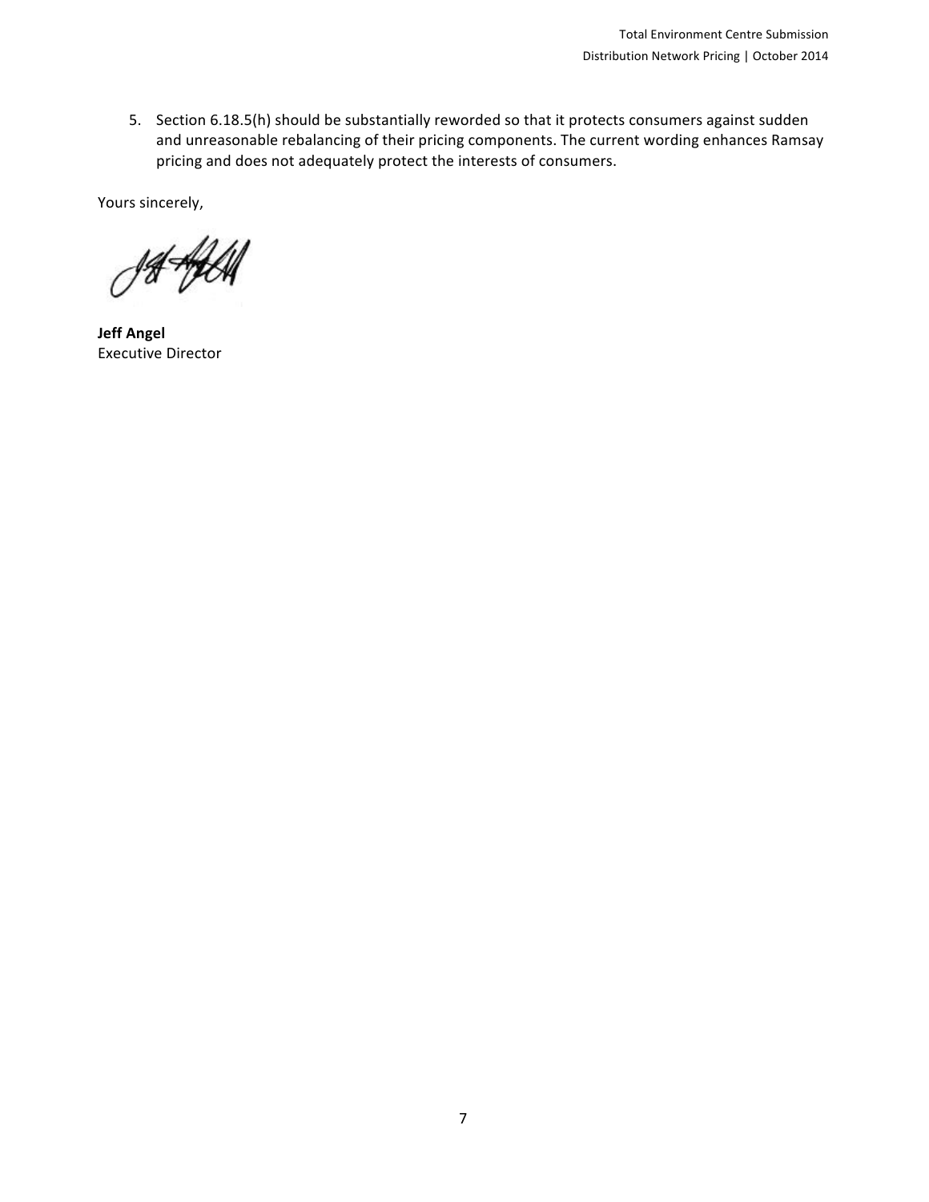5. Section 6.18.5(h) should be substantially reworded so that it protects consumers against sudden and unreasonable rebalancing of their pricing components. The current wording enhances Ramsay pricing and does not adequately protect the interests of consumers.

Yours sincerely,

**Jeff Angel**
Executive Director